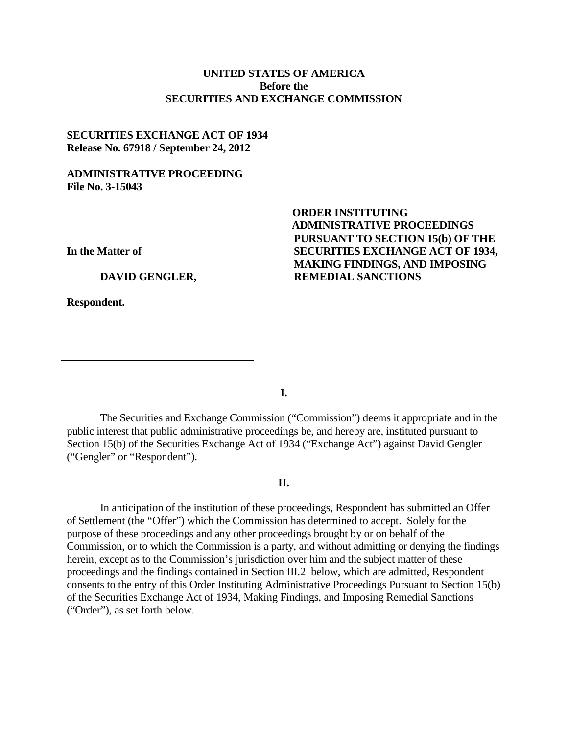**UNITED STATES OF AMERICA**
**Before the**
**SECURITIES AND EXCHANGE COMMISSION**

**SECURITIES EXCHANGE ACT OF 1934**
**Release No. 67918 / September 24, 2012**

**ADMINISTRATIVE PROCEEDING**
**File No. 3-15043**

**In the Matter of**

**DAVID GENGLER,**

**Respondent.**

**ORDER INSTITUTING ADMINISTRATIVE PROCEEDINGS PURSUANT TO SECTION 15(b) OF THE SECURITIES EXCHANGE ACT OF 1934, MAKING FINDINGS, AND IMPOSING REMEDIAL SANCTIONS**

## I.

The Securities and Exchange Commission ("Commission") deems it appropriate and in the public interest that public administrative proceedings be, and hereby are, instituted pursuant to Section 15(b) of the Securities Exchange Act of 1934 ("Exchange Act") against David Gengler ("Gengler" or "Respondent").

## II.

In anticipation of the institution of these proceedings, Respondent has submitted an Offer of Settlement (the "Offer") which the Commission has determined to accept. Solely for the purpose of these proceedings and any other proceedings brought by or on behalf of the Commission, or to which the Commission is a party, and without admitting or denying the findings herein, except as to the Commission's jurisdiction over him and the subject matter of these proceedings and the findings contained in Section III.2 below, which are admitted, Respondent consents to the entry of this Order Instituting Administrative Proceedings Pursuant to Section 15(b) of the Securities Exchange Act of 1934, Making Findings, and Imposing Remedial Sanctions ("Order"), as set forth below.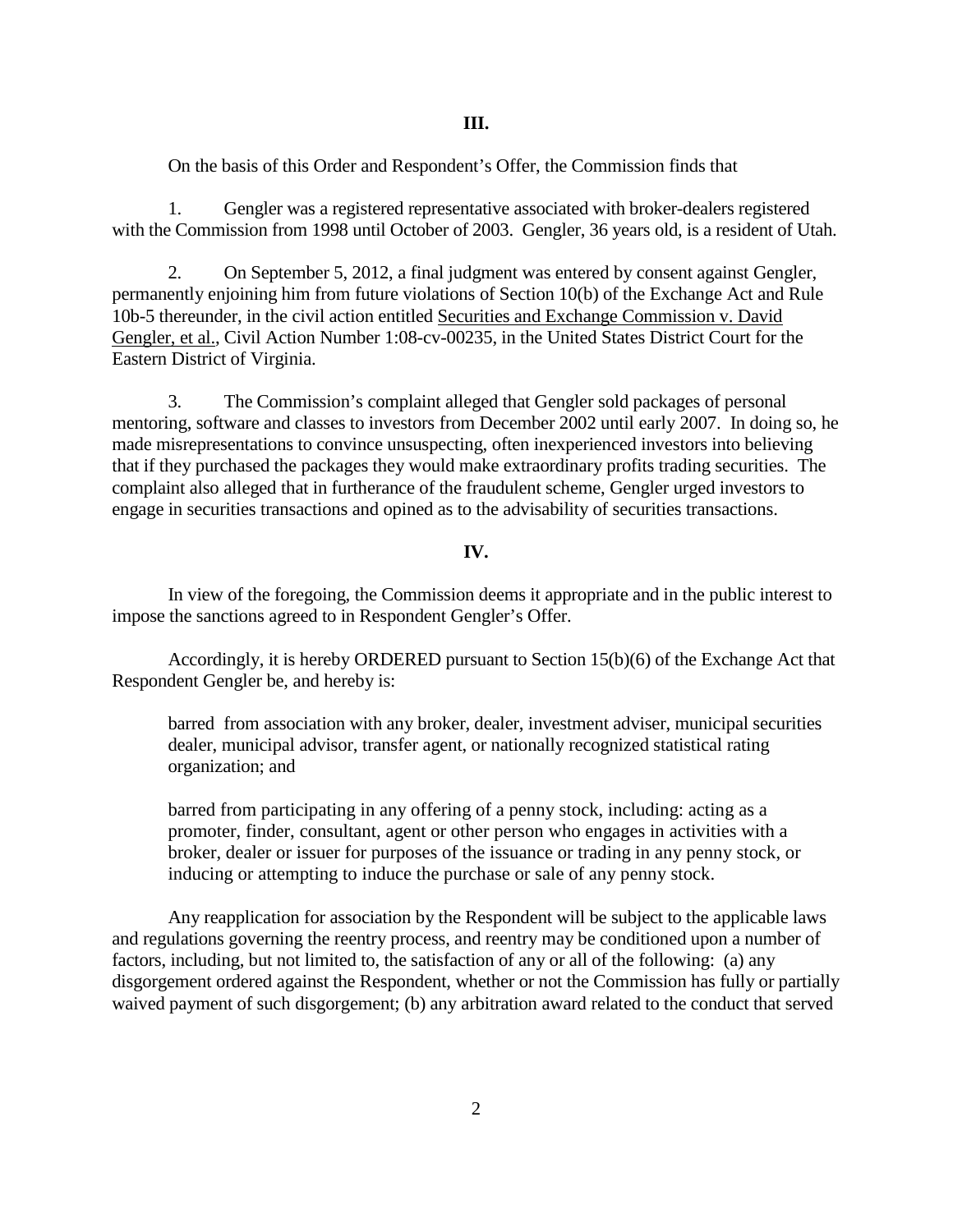## III.

On the basis of this Order and Respondent's Offer, the Commission finds that

1. Gengler was a registered representative associated with broker-dealers registered with the Commission from 1998 until October of 2003. Gengler, 36 years old, is a resident of Utah.

2. On September 5, 2012, a final judgment was entered by consent against Gengler, permanently enjoining him from future violations of Section 10(b) of the Exchange Act and Rule 10b-5 thereunder, in the civil action entitled Securities and Exchange Commission v. David Gengler, et al., Civil Action Number 1:08-cv-00235, in the United States District Court for the Eastern District of Virginia.

3. The Commission's complaint alleged that Gengler sold packages of personal mentoring, software and classes to investors from December 2002 until early 2007. In doing so, he made misrepresentations to convince unsuspecting, often inexperienced investors into believing that if they purchased the packages they would make extraordinary profits trading securities. The complaint also alleged that in furtherance of the fraudulent scheme, Gengler urged investors to engage in securities transactions and opined as to the advisability of securities transactions.

## IV.

In view of the foregoing, the Commission deems it appropriate and in the public interest to impose the sanctions agreed to in Respondent Gengler's Offer.

Accordingly, it is hereby ORDERED pursuant to Section 15(b)(6) of the Exchange Act that Respondent Gengler be, and hereby is:

> barred from association with any broker, dealer, investment adviser, municipal securities dealer, municipal advisor, transfer agent, or nationally recognized statistical rating organization; and
>
> barred from participating in any offering of a penny stock, including: acting as a promoter, finder, consultant, agent or other person who engages in activities with a broker, dealer or issuer for purposes of the issuance or trading in any penny stock, or inducing or attempting to induce the purchase or sale of any penny stock.

Any reapplication for association by the Respondent will be subject to the applicable laws and regulations governing the reentry process, and reentry may be conditioned upon a number of factors, including, but not limited to, the satisfaction of any or all of the following: (a) any disgorgement ordered against the Respondent, whether or not the Commission has fully or partially waived payment of such disgorgement; (b) any arbitration award related to the conduct that served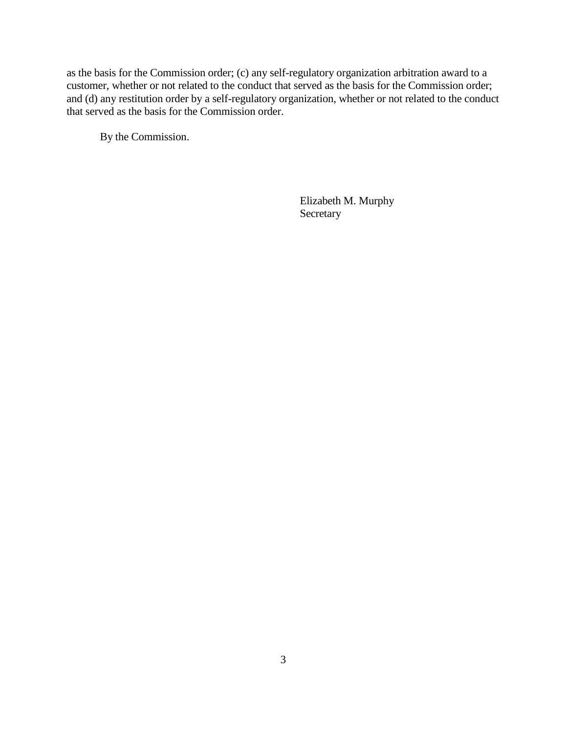as the basis for the Commission order; (c) any self-regulatory organization arbitration award to a customer, whether or not related to the conduct that served as the basis for the Commission order; and (d) any restitution order by a self-regulatory organization, whether or not related to the conduct that served as the basis for the Commission order.

By the Commission.

Elizabeth M. Murphy
Secretary